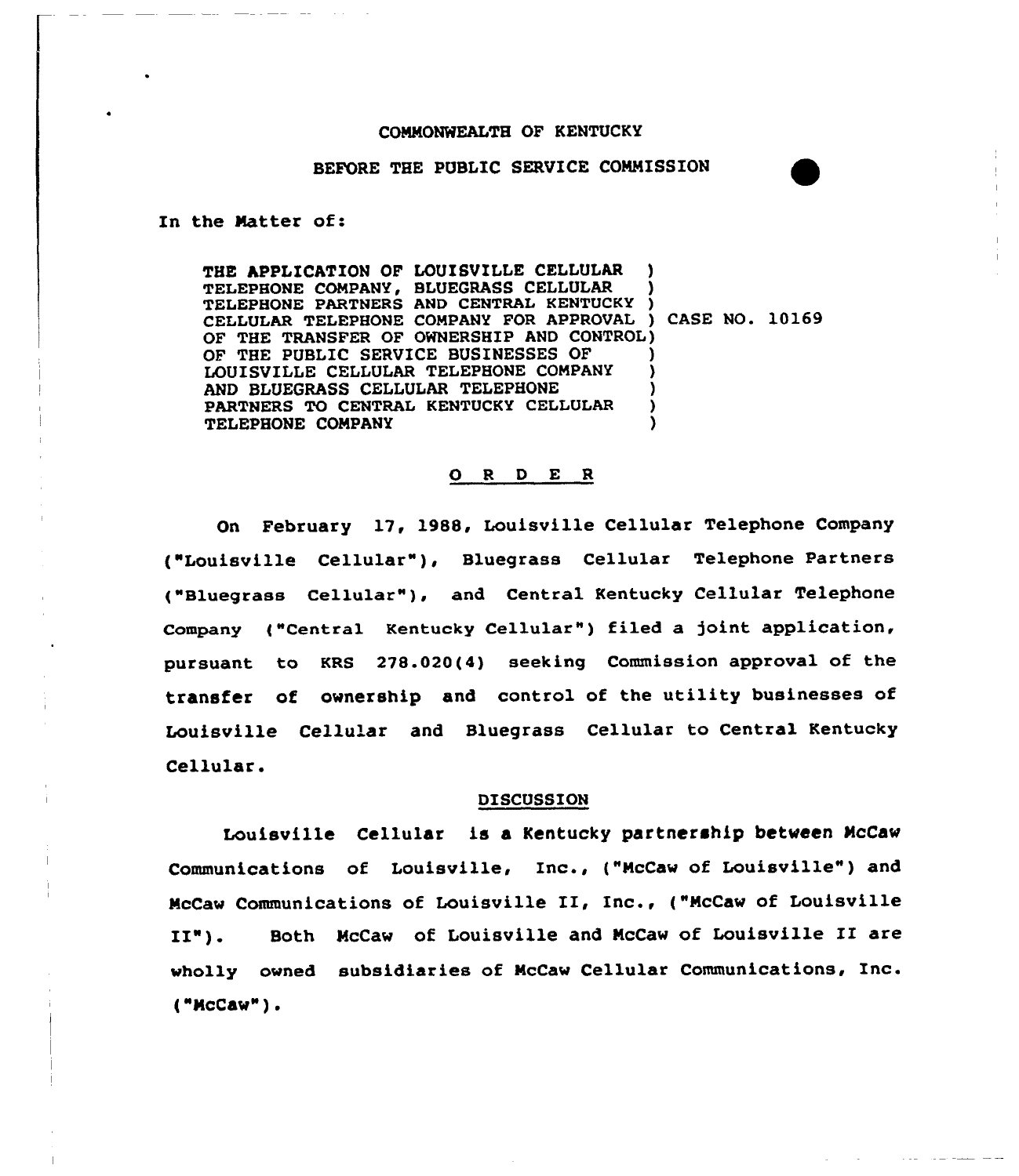COMMONWEALTH OF KENTUCKY

BEFORE THE PUBLIC SERVICE COMMISSION

In the Matter of:

| | |
|---|---|
| THE APPLICATION OF LOUISVILLE CELLULAR TELEPHONE COMPANY, BLUEGRASS CELLULAR TELEPHONE PARTNERS AND CENTRAL KENTUCKY CELLULAR TELEPHONE COMPANY FOR APPROVAL OF THE TRANSFER OF OWNERSHIP AND CONTROL OF THE PUBLIC SERVICE BUSINESSES OF LOUISVILLE CELLULAR TELEPHONE COMPANY AND BLUEGRASS CELLULAR TELEPHONE PARTNERS TO CENTRAL KENTUCKY CELLULAR TELEPHONE COMPANY | CASE NO. 10169 |

## O R D E R

On February 17, 1988, Louisville Cellular Telephone Company ("Louisville Cellular"), Bluegrass Cellular Telephone Partners ("Bluegrass Cellular"), and Central Kentucky Cellular Telephone Company ("Central Kentucky Cellular") filed a joint application, pursuant to KRS 278.020(4) seeking Commission approval of the transfer of ownership and control of the utility businesses of Louisville Cellular and Bluegrass Cellular to Central Kentucky Cellular.

### DISCUSSION

Louisville Cellular is a Kentucky partnership between McCaw Communications of Louisville, Inc., ("McCaw of Louisville") and McCaw Communications of Louisville II, Inc., ("McCaw of Louisville II"). Both McCaw of Louisville and McCaw of Louisville II are wholly owned subsidiaries of McCaw Cellular Communications, Inc. ("McCaw").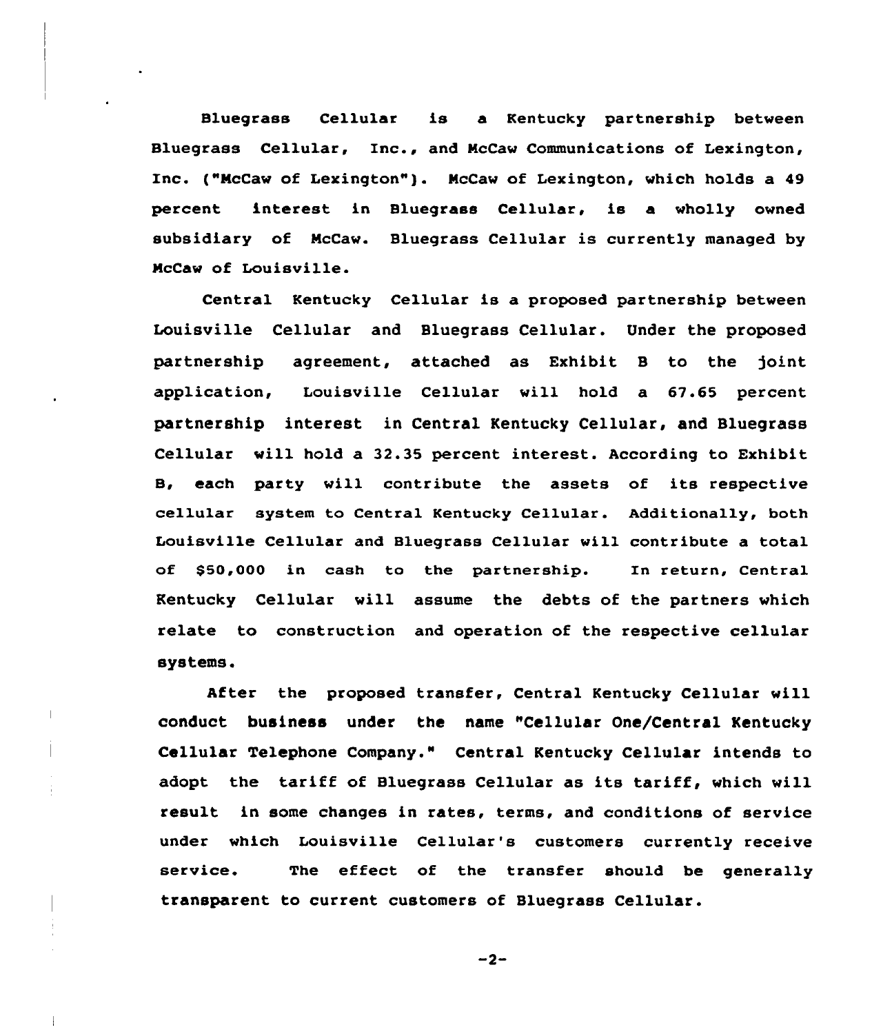Bluegrass Cellular is a Kentucky partnership between Bluegrass Cellular, Inc., and McCaw Communications of Lexington, Inc. ("McCaw of Lexington"). McCaw of Lexington, which holds a 49 percent interest in Bluegrass Cellular, is a wholly owned subsidiary of McCaw. Bluegrass Cellular is currently managed by McCaw of Louisville.

Central Kentucky Cellular is a proposed partnership between Louisville Cellular and Bluegrass Cellular. Under the proposed partnership agreement, attached as Exhibit B to the joint application, Louisville Cellular will hold a 67.65 percent partnership interest in Central Kentucky Cellular, and Bluegrass Cellular will hold a 32.35 percent interest. According to Exhibit B, each party will contribute the assets of its respective cellular system to Central Kentucky Cellular. Additionally, both Louisville Cellular and Bluegrass Cellular will contribute a total of $50,000 in cash to the partnership. In return, Central Kentucky Cellular will assume the debts of the partners which relate to construction and operation of the respective cellular systems.

After the proposed transfer, Central Kentucky Cellular will conduct business under the name "Cellular One/Central Kentucky Cellular Telephone Company." Central Kentucky Cellular intends to adopt the tariff of Bluegrass Cellular as its tariff, which will result in some changes in rates, terms, and conditions of service under which Louisville Cellular's customers currently receive service. The effect of the transfer should be generally transparent to current customers of Bluegrass Cellular.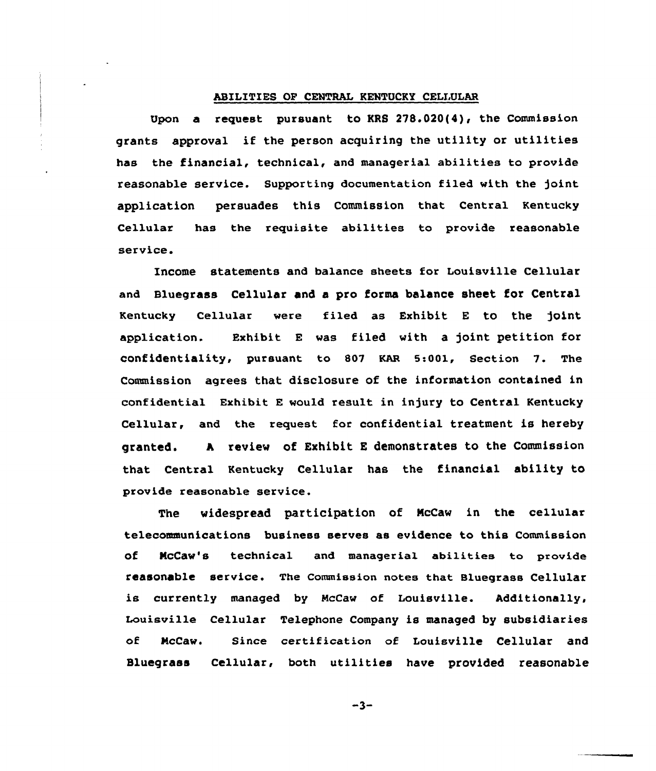## ABILITIES OF CENTRAL KENTUCKY CELLULAR

Upon a request pursuant to KRS 278.020(4), the Commission grants approval if the person acquiring the utility or utilities has the financial, technical, and managerial abilities to provide reasonable service. Supporting documentation filed with the joint application persuades this Commission that Central Kentucky Cellular has the requisite abilities to provide reasonable service.

Income statements and balance sheets for Louisville Cellular and Bluegrass Cellular and a pro forma balance sheet for Central Kentucky Cellular were filed as Exhibit E to the joint application. Exhibit E was filed with a joint petition for confidentiality, pursuant to 807 KAR 5:001, Section 7. The Commission agrees that disclosure of the information contained in confidential Exhibit E would result in injury to Central Kentucky Cellular, and the request for confidential treatment is hereby granted. A review of Exhibit E demonstrates to the Commission that Central Kentucky Cellular has the financial ability to provide reasonable service.

The widespread participation of McCaw in the cellular telecommunications business serves as evidence to this Commission of McCaw's technical and managerial abilities to provide reasonable service. The Commission notes that Bluegrass Cellular is currently managed by McCaw of Louisville. Additionally, Louisville Cellular Telephone Company is managed by subsidiaries of McCaw. Since certification of Louisville Cellular and Bluegrass Cellular, both utilities have provided reasonable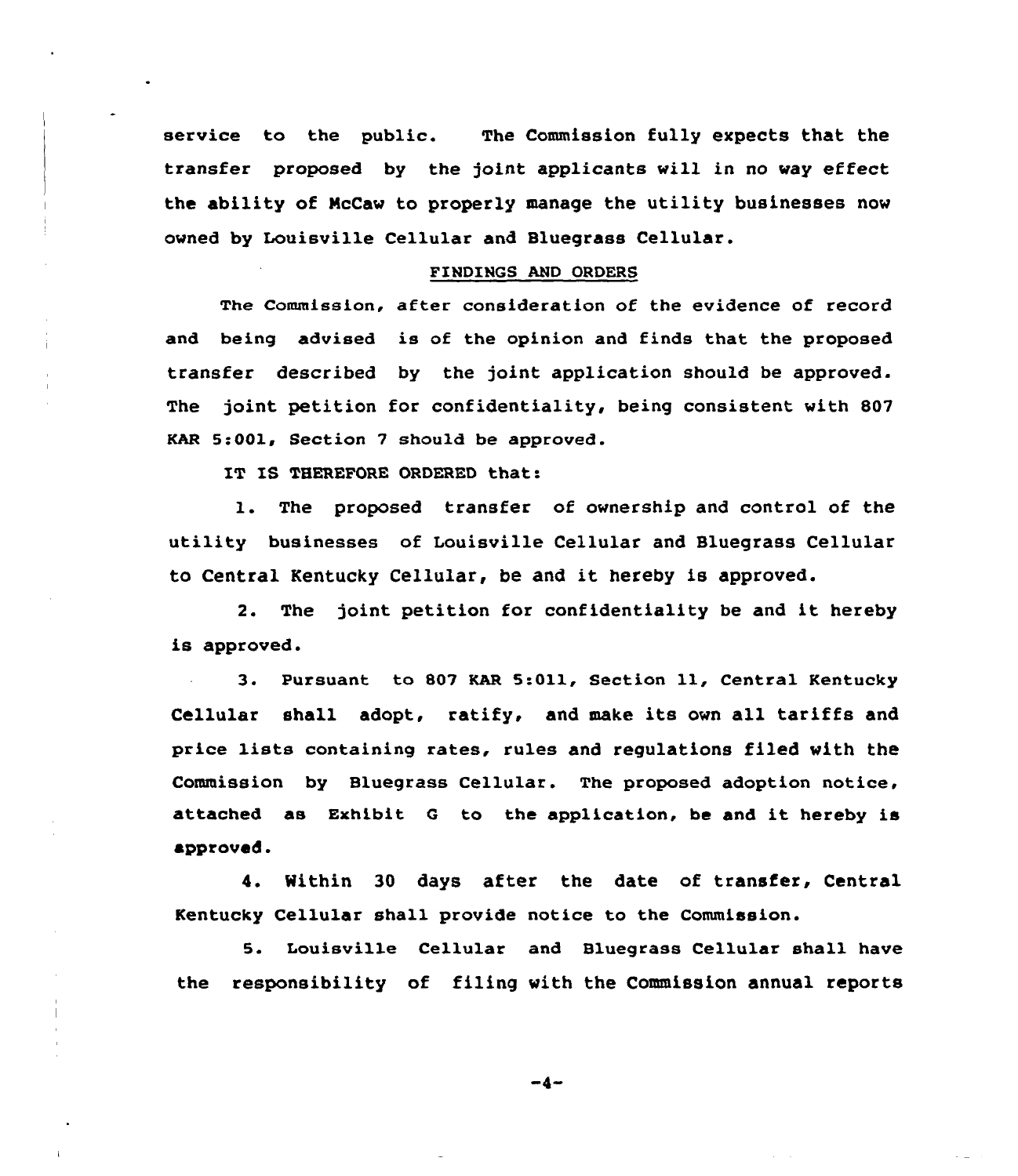service to the public. The Commission fully expects that the transfer proposed by the joint applicants will in no way effect the ability of McCaw to properly manage the utility businesses now owned by Louisville Cellular and Bluegrass Cellular.

## FINDINGS AND ORDERS

The Commission, after consideration of the evidence of record and being advised is of the opinion and finds that the proposed transfer described by the joint application should be approved. The joint petition for confidentiality, being consistent with 807 KAR 5:001, Section 7 should be approved.

IT IS THEREFORE ORDERED that:

1. The proposed transfer of ownership and control of the utility businesses of Louisville Cellular and Bluegrass Cellular to Central Kentucky Cellular, be and it hereby is approved.

2. The joint petition for confidentiality be and it hereby is approved.

3. Pursuant to 807 KAR 5:011, Section 11, Central Kentucky Cellular shall adopt, ratify, and make its own all tariffs and price lists containing rates, rules and regulations filed with the Commission by Bluegrass Cellular. The proposed adoption notice, attached as Exhibit G to the application, be and it hereby is approved.

4. Within 30 days after the date of transfer, Central Kentucky Cellular shall provide notice to the Commission.

5. Louisville Cellular and Bluegrass Cellular shall have the responsibility of filing with the Commission annual reports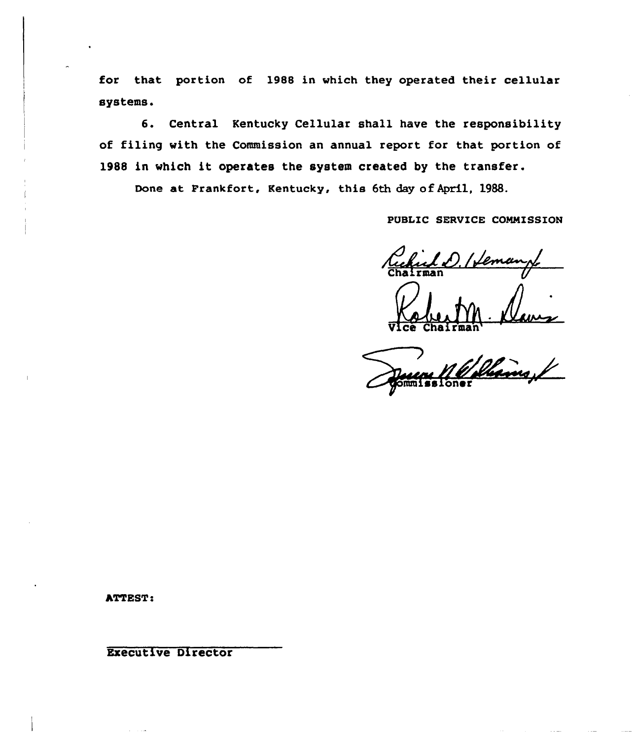for that portion of 1988 in which they operated their cellular systems.

6. Central Kentucky Cellular shall have the responsibility of filing with the Commission an annual report for that portion of 1988 in which it operates the system created by the transfer.

Done at Frankfort, Kentucky, this 6th day of April, 1988.

PUBLIC SERVICE COMMISSION

Chairman

Vice Chairman

Commissioner

ATTEST:

Executive Director